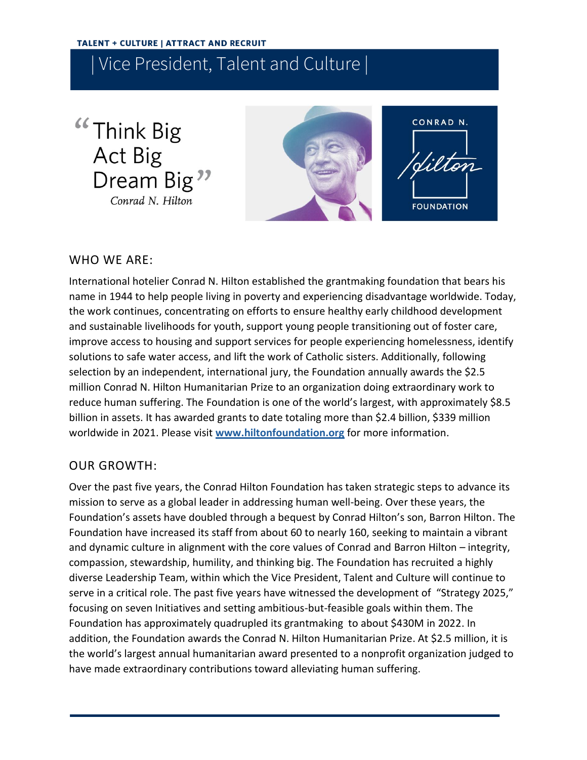**TALENT + CULTURE | ATTRACT AND RECRUIT**

# | Vice President, Talent and Culture |

> "Think Big
> Act Big
> Dream Big"
>
> *Conrad N. Hilton*

CONRAD N. Hilton FOUNDATION

## WHO WE ARE:

International hotelier Conrad N. Hilton established the grantmaking foundation that bears his name in 1944 to help people living in poverty and experiencing disadvantage worldwide. Today, the work continues, concentrating on efforts to ensure healthy early childhood development and sustainable livelihoods for youth, support young people transitioning out of foster care, improve access to housing and support services for people experiencing homelessness, identify solutions to safe water access, and lift the work of Catholic sisters. Additionally, following selection by an independent, international jury, the Foundation annually awards the $2.5 million Conrad N. Hilton Humanitarian Prize to an organization doing extraordinary work to reduce human suffering. The Foundation is one of the world's largest, with approximately $8.5 billion in assets. It has awarded grants to date totaling more than $2.4 billion, $339 million worldwide in 2021. Please visit **www.hiltonfoundation.org** for more information.

## OUR GROWTH:

Over the past five years, the Conrad Hilton Foundation has taken strategic steps to advance its mission to serve as a global leader in addressing human well-being. Over these years, the Foundation's assets have doubled through a bequest by Conrad Hilton's son, Barron Hilton. The Foundation have increased its staff from about 60 to nearly 160, seeking to maintain a vibrant and dynamic culture in alignment with the core values of Conrad and Barron Hilton – integrity, compassion, stewardship, humility, and thinking big. The Foundation has recruited a highly diverse Leadership Team, within which the Vice President, Talent and Culture will continue to serve in a critical role. The past five years have witnessed the development of "Strategy 2025," focusing on seven Initiatives and setting ambitious-but-feasible goals within them. The Foundation has approximately quadrupled its grantmaking to about $430M in 2022. In addition, the Foundation awards the Conrad N. Hilton Humanitarian Prize. At $2.5 million, it is the world's largest annual humanitarian award presented to a nonprofit organization judged to have made extraordinary contributions toward alleviating human suffering.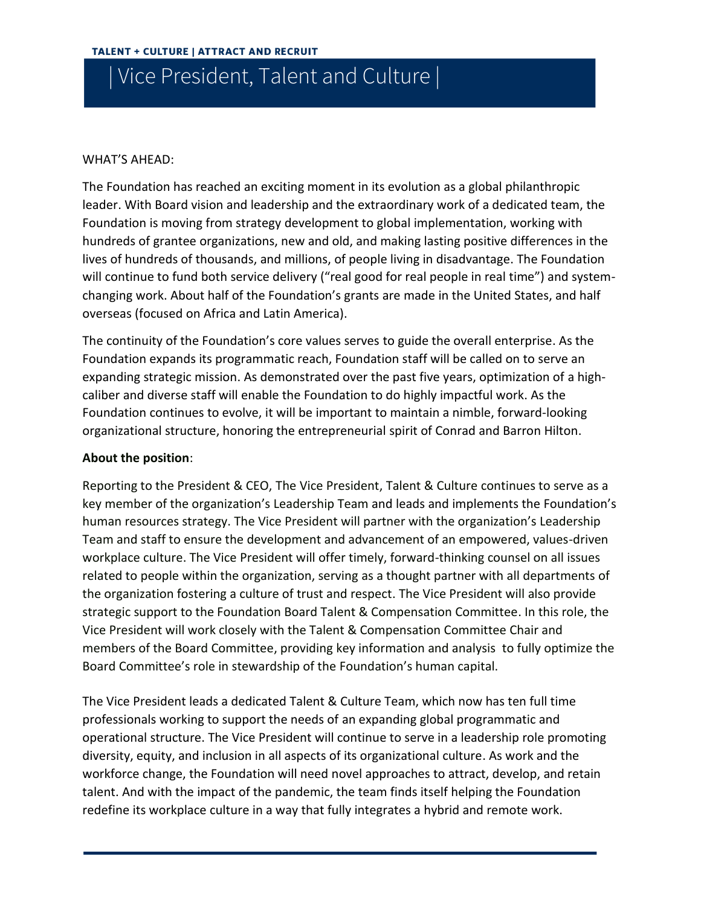**TALENT + CULTURE | ATTRACT AND RECRUIT**

# | Vice President, Talent and Culture |

WHAT'S AHEAD:

The Foundation has reached an exciting moment in its evolution as a global philanthropic leader. With Board vision and leadership and the extraordinary work of a dedicated team, the Foundation is moving from strategy development to global implementation, working with hundreds of grantee organizations, new and old, and making lasting positive differences in the lives of hundreds of thousands, and millions, of people living in disadvantage. The Foundation will continue to fund both service delivery ("real good for real people in real time") and system-changing work. About half of the Foundation's grants are made in the United States, and half overseas (focused on Africa and Latin America).

The continuity of the Foundation's core values serves to guide the overall enterprise. As the Foundation expands its programmatic reach, Foundation staff will be called on to serve an expanding strategic mission. As demonstrated over the past five years, optimization of a high-caliber and diverse staff will enable the Foundation to do highly impactful work. As the Foundation continues to evolve, it will be important to maintain a nimble, forward-looking organizational structure, honoring the entrepreneurial spirit of Conrad and Barron Hilton.

**About the position**:

Reporting to the President & CEO, The Vice President, Talent & Culture continues to serve as a key member of the organization's Leadership Team and leads and implements the Foundation's human resources strategy. The Vice President will partner with the organization's Leadership Team and staff to ensure the development and advancement of an empowered, values-driven workplace culture. The Vice President will offer timely, forward-thinking counsel on all issues related to people within the organization, serving as a thought partner with all departments of the organization fostering a culture of trust and respect. The Vice President will also provide strategic support to the Foundation Board Talent & Compensation Committee. In this role, the Vice President will work closely with the Talent & Compensation Committee Chair and members of the Board Committee, providing key information and analysis to fully optimize the Board Committee's role in stewardship of the Foundation's human capital.

The Vice President leads a dedicated Talent & Culture Team, which now has ten full time professionals working to support the needs of an expanding global programmatic and operational structure. The Vice President will continue to serve in a leadership role promoting diversity, equity, and inclusion in all aspects of its organizational culture. As work and the workforce change, the Foundation will need novel approaches to attract, develop, and retain talent. And with the impact of the pandemic, the team finds itself helping the Foundation redefine its workplace culture in a way that fully integrates a hybrid and remote work.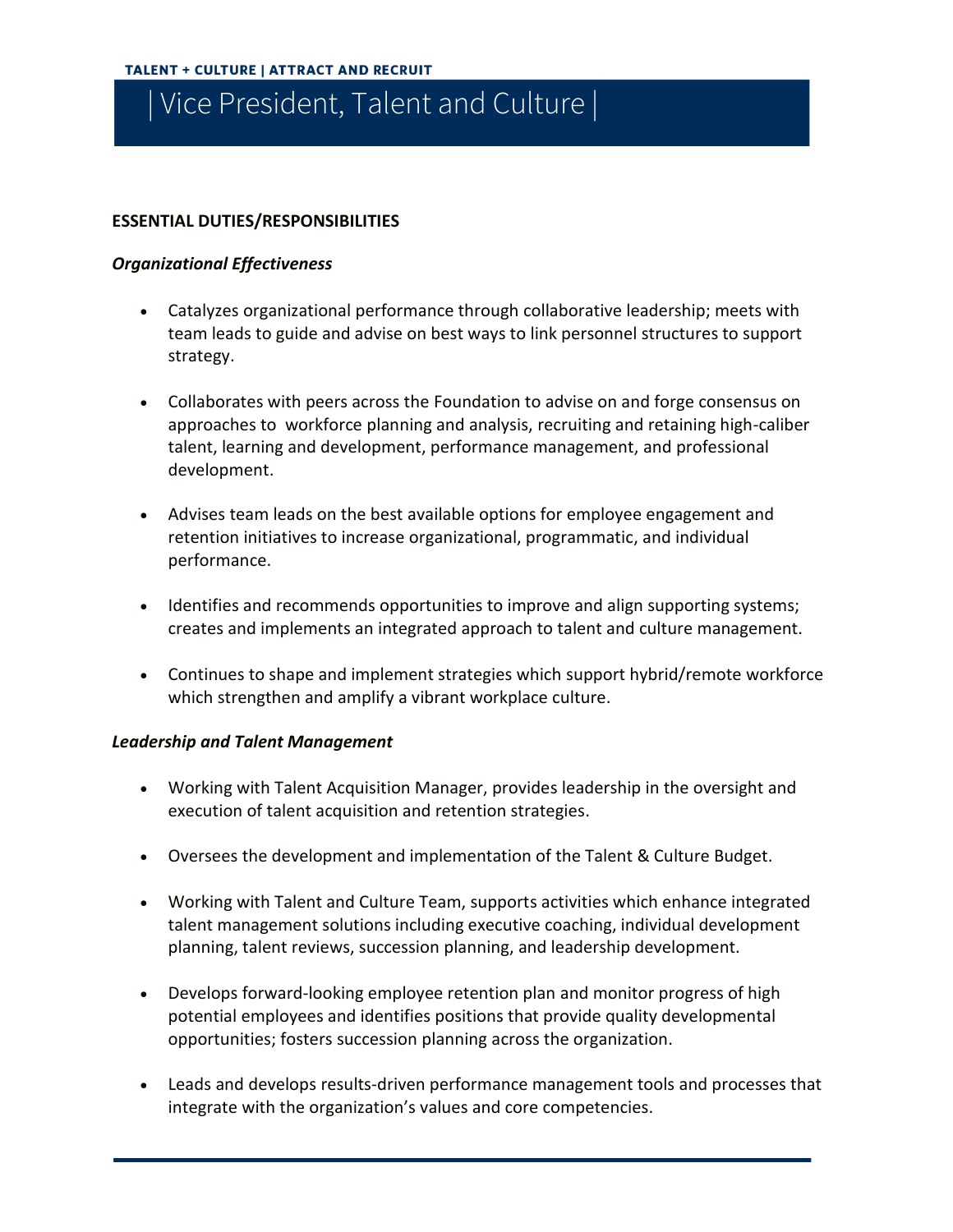# | Vice President, Talent and Culture |

**ESSENTIAL DUTIES/RESPONSIBILITIES**

***Organizational Effectiveness***

- Catalyzes organizational performance through collaborative leadership; meets with team leads to guide and advise on best ways to link personnel structures to support strategy.
- Collaborates with peers across the Foundation to advise on and forge consensus on approaches to workforce planning and analysis, recruiting and retaining high-caliber talent, learning and development, performance management, and professional development.
- Advises team leads on the best available options for employee engagement and retention initiatives to increase organizational, programmatic, and individual performance.
- Identifies and recommends opportunities to improve and align supporting systems; creates and implements an integrated approach to talent and culture management.
- Continues to shape and implement strategies which support hybrid/remote workforce which strengthen and amplify a vibrant workplace culture.

***Leadership and Talent Management***

- Working with Talent Acquisition Manager, provides leadership in the oversight and execution of talent acquisition and retention strategies.
- Oversees the development and implementation of the Talent & Culture Budget.
- Working with Talent and Culture Team, supports activities which enhance integrated talent management solutions including executive coaching, individual development planning, talent reviews, succession planning, and leadership development.
- Develops forward-looking employee retention plan and monitor progress of high potential employees and identifies positions that provide quality developmental opportunities; fosters succession planning across the organization.
- Leads and develops results-driven performance management tools and processes that integrate with the organization's values and core competencies.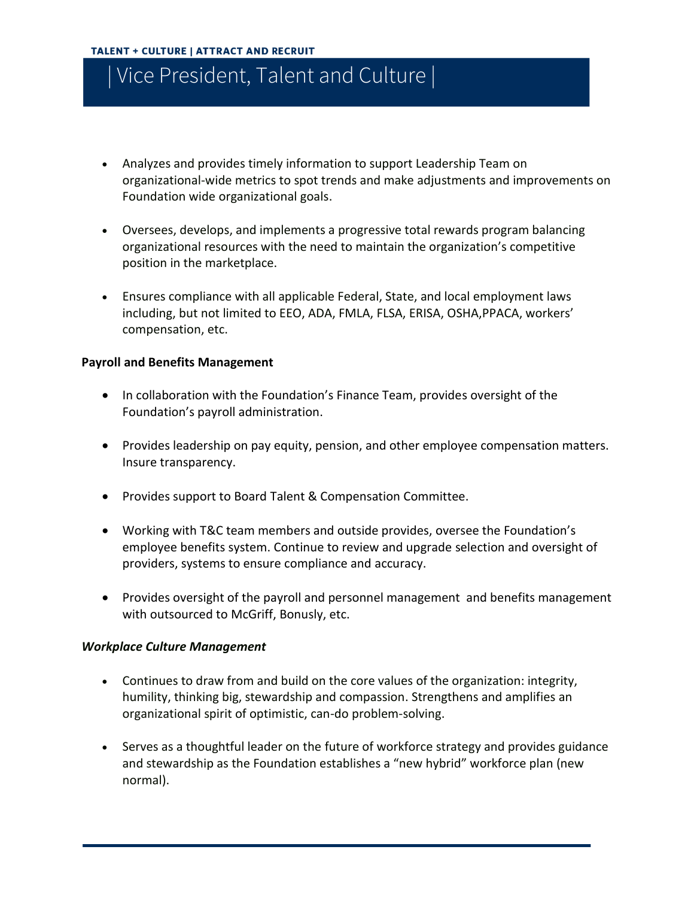- Analyzes and provides timely information to support Leadership Team on organizational-wide metrics to spot trends and make adjustments and improvements on Foundation wide organizational goals.

- Oversees, develops, and implements a progressive total rewards program balancing organizational resources with the need to maintain the organization's competitive position in the marketplace.

- Ensures compliance with all applicable Federal, State, and local employment laws including, but not limited to EEO, ADA, FMLA, FLSA, ERISA, OSHA,PPACA, workers' compensation, etc.

**Payroll and Benefits Management**

- In collaboration with the Foundation's Finance Team, provides oversight of the Foundation's payroll administration.

- Provides leadership on pay equity, pension, and other employee compensation matters. Insure transparency.

- Provides support to Board Talent & Compensation Committee.

- Working with T&C team members and outside provides, oversee the Foundation's employee benefits system. Continue to review and upgrade selection and oversight of providers, systems to ensure compliance and accuracy.

- Provides oversight of the payroll and personnel management and benefits management with outsourced to McGriff, Bonusly, etc.

***Workplace Culture Management***

- Continues to draw from and build on the core values of the organization: integrity, humility, thinking big, stewardship and compassion. Strengthens and amplifies an organizational spirit of optimistic, can-do problem-solving.

- Serves as a thoughtful leader on the future of workforce strategy and provides guidance and stewardship as the Foundation establishes a "new hybrid" workforce plan (new normal).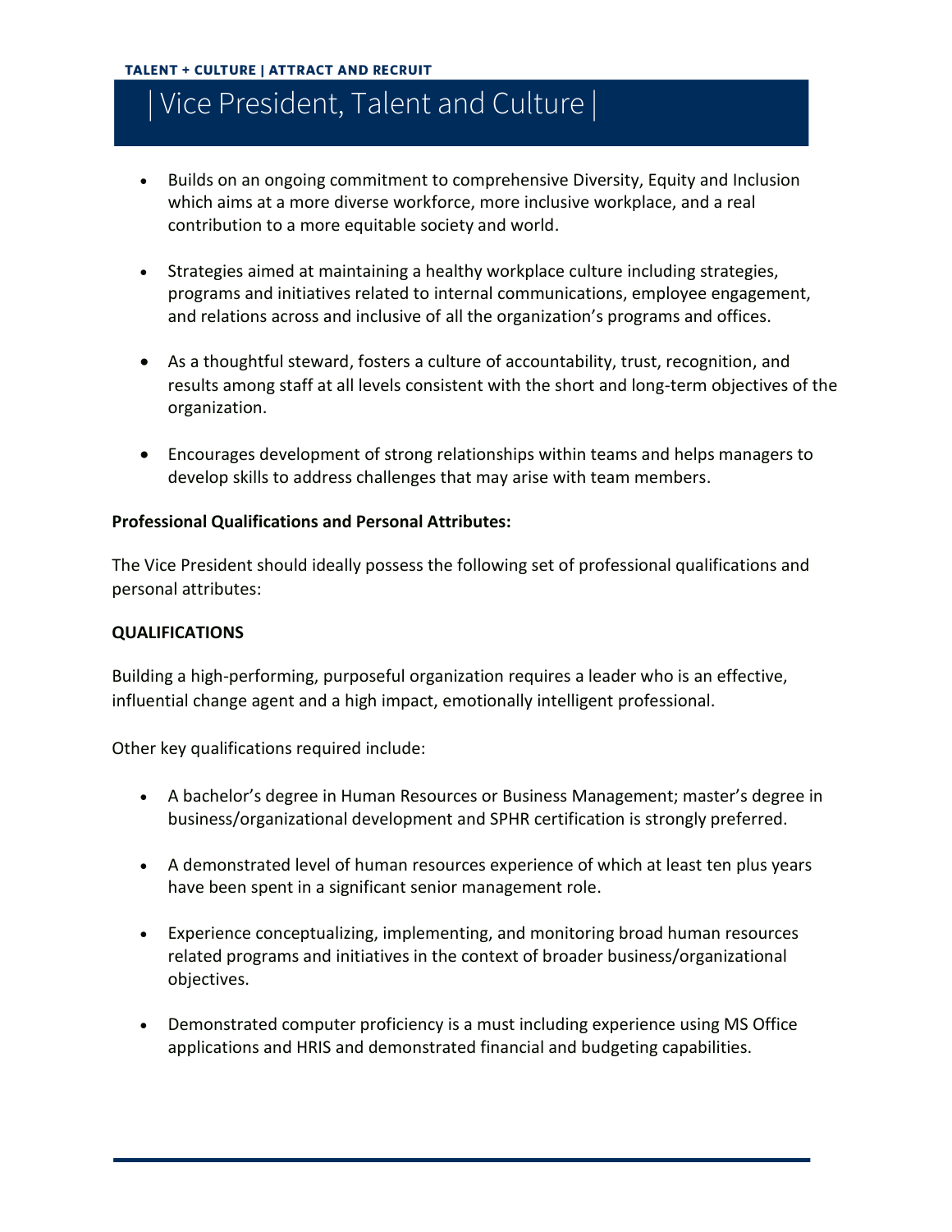# | Vice President, Talent and Culture |

- Builds on an ongoing commitment to comprehensive Diversity, Equity and Inclusion which aims at a more diverse workforce, more inclusive workplace, and a real contribution to a more equitable society and world.

- Strategies aimed at maintaining a healthy workplace culture including strategies, programs and initiatives related to internal communications, employee engagement, and relations across and inclusive of all the organization's programs and offices.

- As a thoughtful steward, fosters a culture of accountability, trust, recognition, and results among staff at all levels consistent with the short and long-term objectives of the organization.

- Encourages development of strong relationships within teams and helps managers to develop skills to address challenges that may arise with team members.

**Professional Qualifications and Personal Attributes:**

The Vice President should ideally possess the following set of professional qualifications and personal attributes:

**QUALIFICATIONS**

Building a high-performing, purposeful organization requires a leader who is an effective, influential change agent and a high impact, emotionally intelligent professional.

Other key qualifications required include:

- A bachelor's degree in Human Resources or Business Management; master's degree in business/organizational development and SPHR certification is strongly preferred.

- A demonstrated level of human resources experience of which at least ten plus years have been spent in a significant senior management role.

- Experience conceptualizing, implementing, and monitoring broad human resources related programs and initiatives in the context of broader business/organizational objectives.

- Demonstrated computer proficiency is a must including experience using MS Office applications and HRIS and demonstrated financial and budgeting capabilities.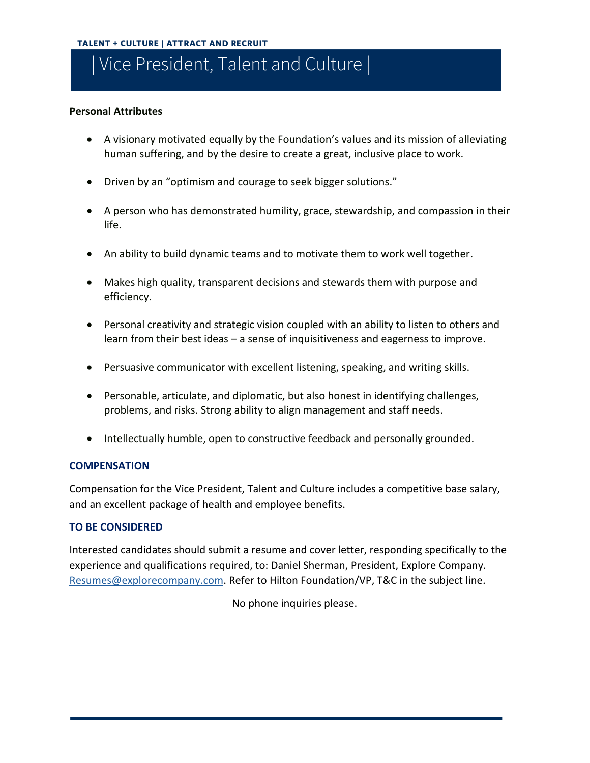## Personal Attributes

- A visionary motivated equally by the Foundation's values and its mission of alleviating human suffering, and by the desire to create a great, inclusive place to work.
- Driven by an "optimism and courage to seek bigger solutions."
- A person who has demonstrated humility, grace, stewardship, and compassion in their life.
- An ability to build dynamic teams and to motivate them to work well together.
- Makes high quality, transparent decisions and stewards them with purpose and efficiency.
- Personal creativity and strategic vision coupled with an ability to listen to others and learn from their best ideas – a sense of inquisitiveness and eagerness to improve.
- Persuasive communicator with excellent listening, speaking, and writing skills.
- Personable, articulate, and diplomatic, but also honest in identifying challenges, problems, and risks. Strong ability to align management and staff needs.
- Intellectually humble, open to constructive feedback and personally grounded.

## COMPENSATION

Compensation for the Vice President, Talent and Culture includes a competitive base salary, and an excellent package of health and employee benefits.

## TO BE CONSIDERED

Interested candidates should submit a resume and cover letter, responding specifically to the experience and qualifications required, to: Daniel Sherman, President, Explore Company. Resumes@explorecompany.com. Refer to Hilton Foundation/VP, T&C in the subject line.

No phone inquiries please.